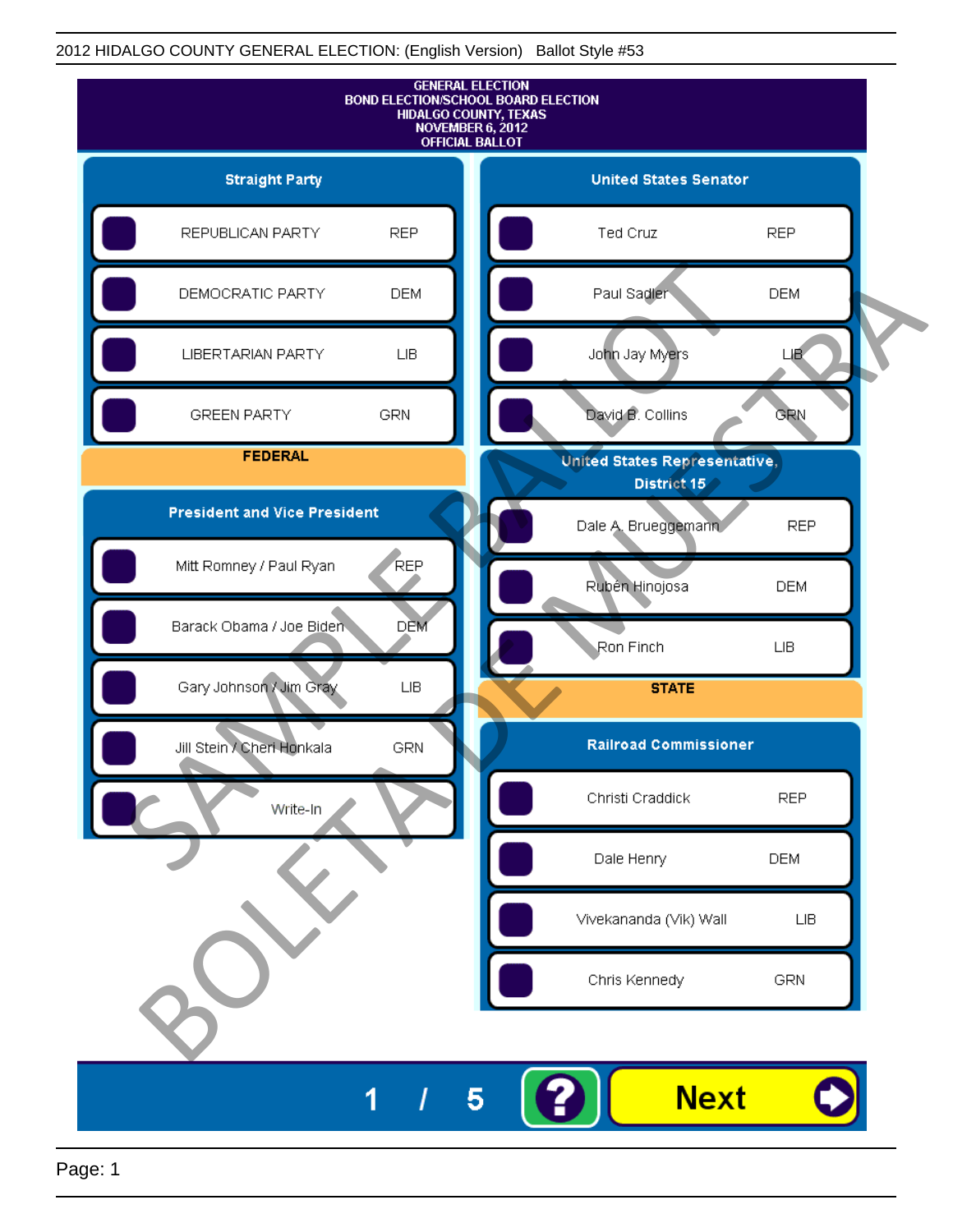2012 HIDALGO COUNTY GENERAL ELECTION: (English Version) Ballot Style #53

GENERAL ELECTION
BOND ELECTION/SCHOOL BOARD ELECTION
HIDALGO COUNTY, TEXAS
NOVEMBER 6, 2012
OFFICIAL BALLOT

## Straight Party

| Candidate | Party |
|---|---|
| REPUBLICAN PARTY | REP |
| DEMOCRATIC PARTY | DEM |
| LIBERTARIAN PARTY | LIB |
| GREEN PARTY | GRN |

## FEDERAL

### President and Vice President

| Candidate | Party |
|---|---|
| Mitt Romney / Paul Ryan | REP |
| Barack Obama / Joe Biden | DEM |
| Gary Johnson / Jim Gray | LIB |
| Jill Stein / Cheri Honkala | GRN |
| Write-In | |

### United States Senator

| Candidate | Party |
|---|---|
| Ted Cruz | REP |
| Paul Sadler | DEM |
| John Jay Myers | LIB |
| David B. Collins | GRN |

### United States Representative, District 15

| Candidate | Party |
|---|---|
| Dale A. Brueggemann | REP |
| Rubén Hinojosa | DEM |
| Ron Finch | LIB |

## STATE

### Railroad Commissioner

| Candidate | Party |
|---|---|
| Christi Craddick | REP |
| Dale Henry | DEM |
| Vivekananda (Vik) Wall | LIB |
| Chris Kennedy | GRN |

SAMPLE BALLOT
BOLETA DE MUESTRA

1 / 5

Next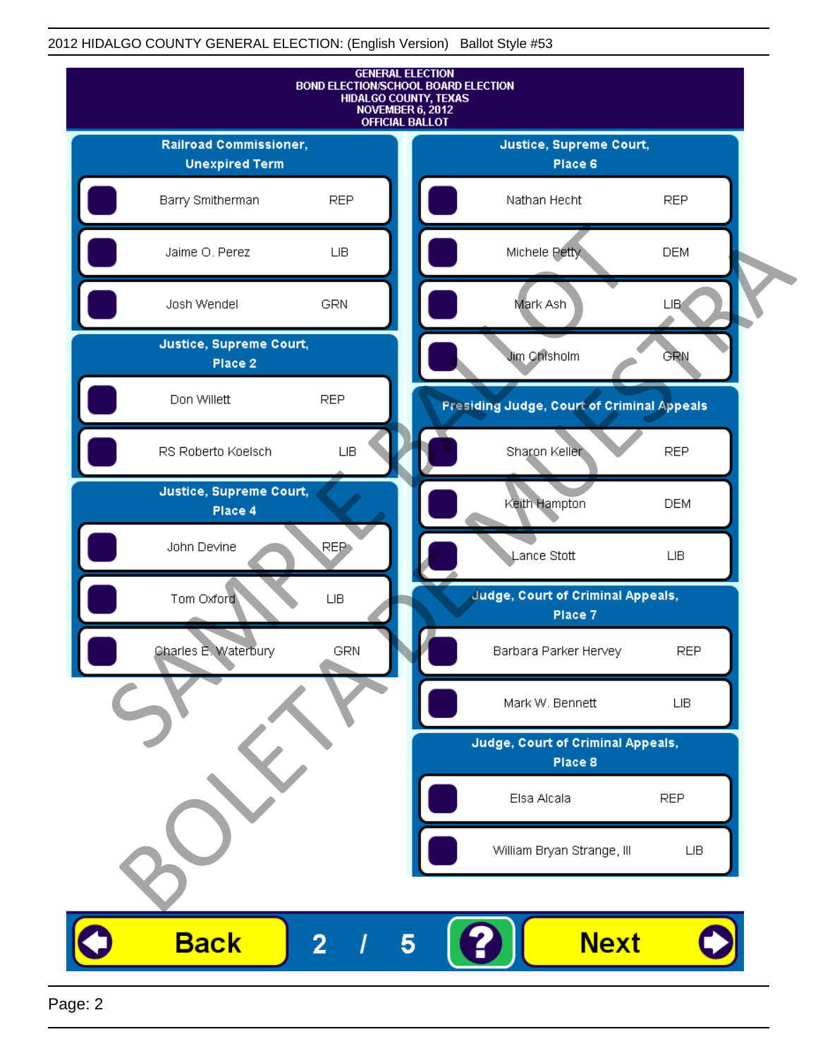2012 HIDALGO COUNTY GENERAL ELECTION: (English Version) Ballot Style #53

**GENERAL ELECTION**
**BOND ELECTION/SCHOOL BOARD ELECTION**
**HIDALGO COUNTY, TEXAS**
**NOVEMBER 6, 2012**
**OFFICIAL BALLOT**

## Railroad Commissioner, Unexpired Term

| Candidate | Party |
|---|---|
| Barry Smitherman | REP |
| Jaime O. Perez | LIB |
| Josh Wendel | GRN |

## Justice, Supreme Court, Place 2

| Candidate | Party |
|---|---|
| Don Willett | REP |
| RS Roberto Koelsch | LIB |

## Justice, Supreme Court, Place 4

| Candidate | Party |
|---|---|
| John Devine | REP |
| Tom Oxford | LIB |
| Charles E. Waterbury | GRN |

## Justice, Supreme Court, Place 6

| Candidate | Party |
|---|---|
| Nathan Hecht | REP |
| Michele Petty | DEM |
| Mark Ash | LIB |
| Jim Chisholm | GRN |

## Presiding Judge, Court of Criminal Appeals

| Candidate | Party |
|---|---|
| Sharon Keller | REP |
| Keith Hampton | DEM |
| Lance Stott | LIB |

## Judge, Court of Criminal Appeals, Place 7

| Candidate | Party |
|---|---|
| Barbara Parker Hervey | REP |
| Mark W. Bennett | LIB |

## Judge, Court of Criminal Appeals, Place 8

| Candidate | Party |
|---|---|
| Elsa Alcala | REP |
| William Bryan Strange, III | LIB |

SAMPLE BALLOT
BOLETA DE MUESTRA

Back 2 / 5 ? Next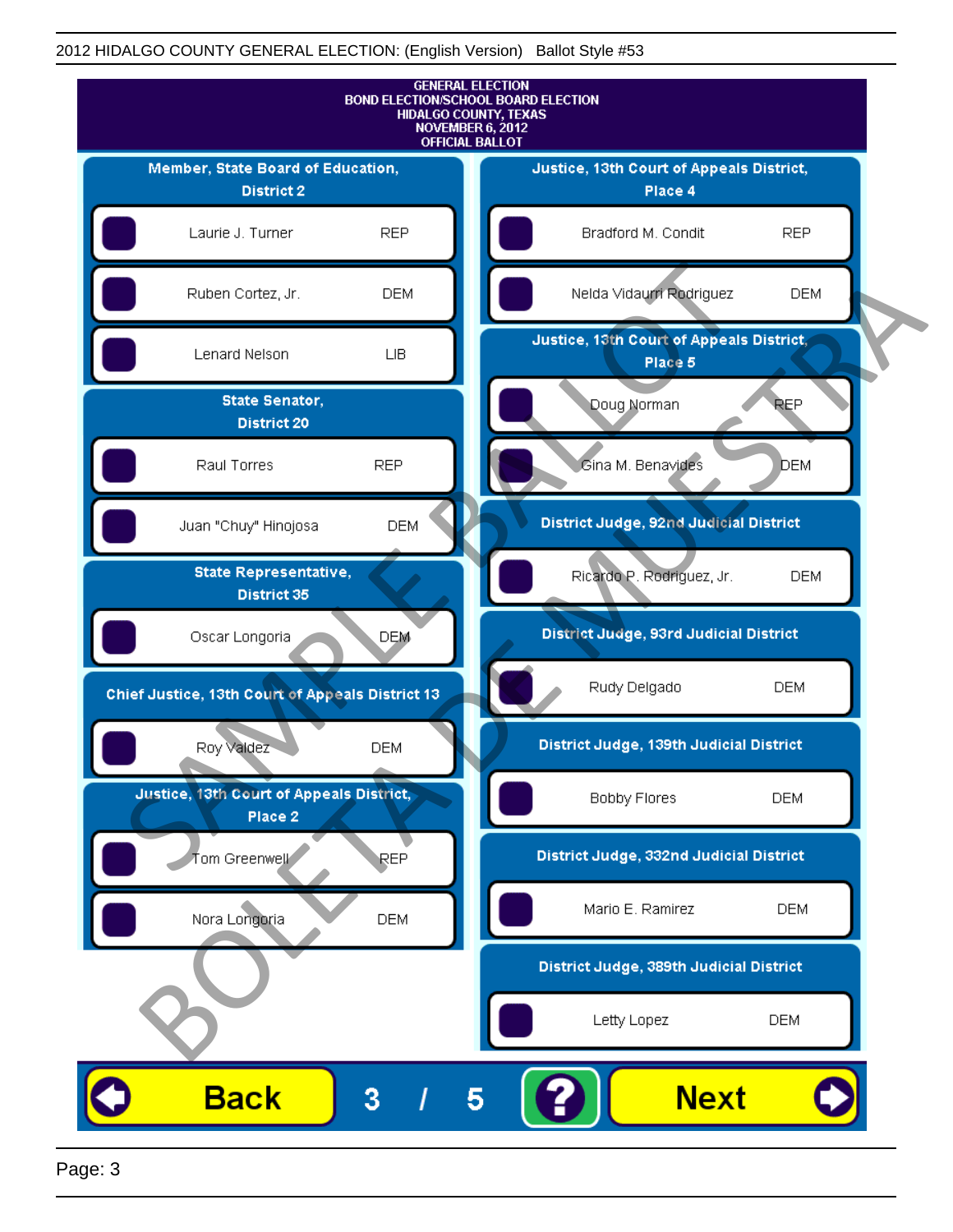GENERAL ELECTION
BOND ELECTION/SCHOOL BOARD ELECTION
HIDALGO COUNTY, TEXAS
NOVEMBER 6, 2012
OFFICIAL BALLOT

### Member, State Board of Education, District 2

- Laurie J. Turner — REP
- Ruben Cortez, Jr. — DEM
- Lenard Nelson — LIB

### State Senator, District 20

- Raul Torres — REP
- Juan "Chuy" Hinojosa — DEM

### State Representative, District 35

- Oscar Longoria — DEM

### Chief Justice, 13th Court of Appeals District 13

- Roy Valdez — DEM

### Justice, 13th Court of Appeals District, Place 2

- Tom Greenwell — REP
- Nora Longoria — DEM

### Justice, 13th Court of Appeals District, Place 4

- Bradford M. Condit — REP
- Nelda Vidaurri Rodriguez — DEM

### Justice, 13th Court of Appeals District, Place 5

- Doug Norman — REP
- Gina M. Benavides — DEM

### District Judge, 92nd Judicial District

- Ricardo P. Rodriguez, Jr. — DEM

### District Judge, 93rd Judicial District

- Rudy Delgado — DEM

### District Judge, 139th Judicial District

- Bobby Flores — DEM

### District Judge, 332nd Judicial District

- Mario E. Ramirez — DEM

### District Judge, 389th Judicial District

- Letty Lopez — DEM

Back 3 / 5 ? Next

SAMPLE BALLOT BOLETA DE MUESTRA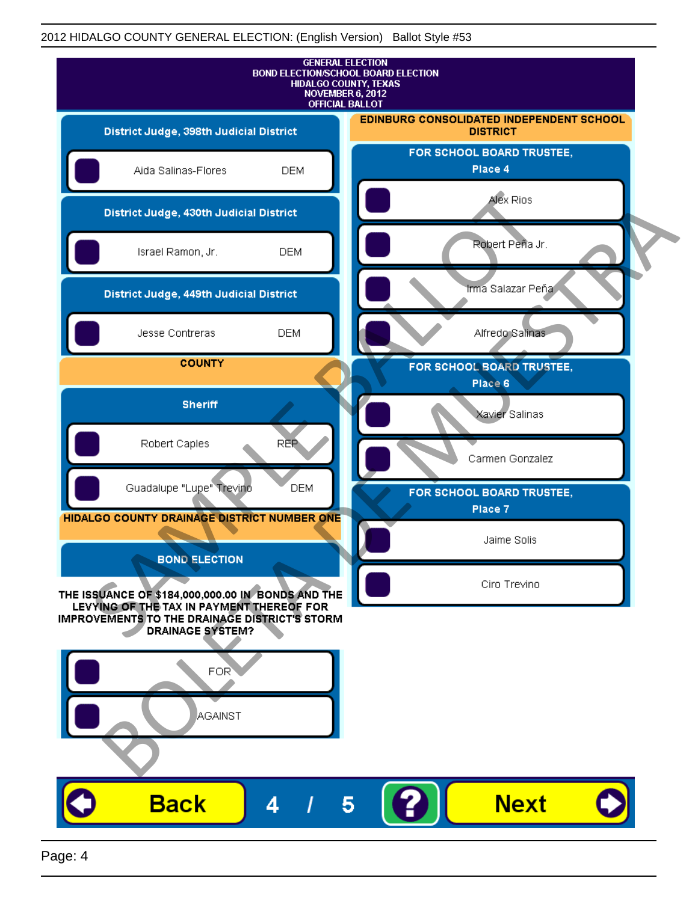GENERAL ELECTION
BOND ELECTION/SCHOOL BOARD ELECTION
HIDALGO COUNTY, TEXAS
NOVEMBER 6, 2012
OFFICIAL BALLOT

### District Judge, 398th Judicial District

- Aida Salinas-Flores DEM

### District Judge, 430th Judicial District

- Israel Ramon, Jr. DEM

### District Judge, 449th Judicial District

- Jesse Contreras DEM

## COUNTY

### Sheriff

- Robert Caples REP
- Guadalupe "Lupe" Trevino DEM

## HIDALGO COUNTY DRAINAGE DISTRICT NUMBER ONE

### BOND ELECTION

THE ISSUANCE OF $184,000,000.00 IN BONDS AND THE LEVYING OF THE TAX IN PAYMENT THEREOF FOR IMPROVEMENTS TO THE DRAINAGE DISTRICT'S STORM DRAINAGE SYSTEM?

- FOR
- AGAINST

## EDINBURG CONSOLIDATED INDEPENDENT SCHOOL DISTRICT

### FOR SCHOOL BOARD TRUSTEE, Place 4

- Alex Rios
- Robert Peña Jr.
- Irma Salazar Peña
- Alfredo Salinas

### FOR SCHOOL BOARD TRUSTEE, Place 6

- Xavier Salinas
- Carmen Gonzalez

### FOR SCHOOL BOARD TRUSTEE, Place 7

- Jaime Solis
- Ciro Trevino

SAMPLE BALLOT BOLETA DE MUESTRA

Back 4 / 5 ? Next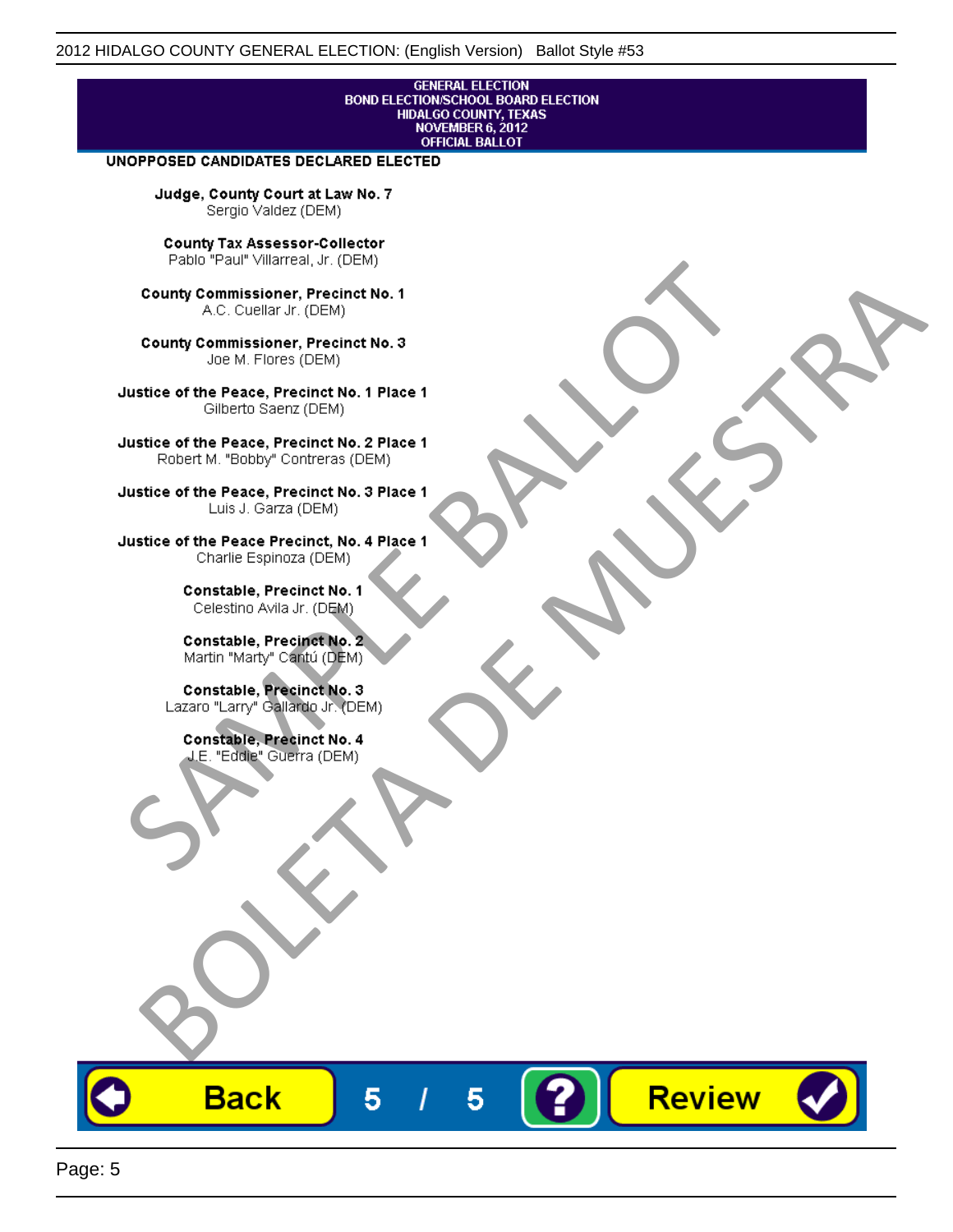GENERAL ELECTION
BOND ELECTION/SCHOOL BOARD ELECTION
HIDALGO COUNTY, TEXAS
NOVEMBER 6, 2012
OFFICIAL BALLOT

**UNOPPOSED CANDIDATES DECLARED ELECTED**

**Judge, County Court at Law No. 7**
Sergio Valdez (DEM)

**County Tax Assessor-Collector**
Pablo "Paul" Villarreal, Jr. (DEM)

**County Commissioner, Precinct No. 1**
A.C. Cuellar Jr. (DEM)

**County Commissioner, Precinct No. 3**
Joe M. Flores (DEM)

**Justice of the Peace, Precinct No. 1 Place 1**
Gilberto Saenz (DEM)

**Justice of the Peace, Precinct No. 2 Place 1**
Robert M. "Bobby" Contreras (DEM)

**Justice of the Peace, Precinct No. 3 Place 1**
Luis J. Garza (DEM)

**Justice of the Peace Precinct, No. 4 Place 1**
Charlie Espinoza (DEM)

**Constable, Precinct No. 1**
Celestino Avila Jr. (DEM)

**Constable, Precinct No. 2**
Martin "Marty" Cantú (DEM)

**Constable, Precinct No. 3**
Lazaro "Larry" Gallardo Jr. (DEM)

**Constable, Precinct No. 4**
J.E. "Eddie" Guerra (DEM)

SAMPLE BALLOT
BOLETA DE MUESTRA

Back | 5 / 5 | ? | Review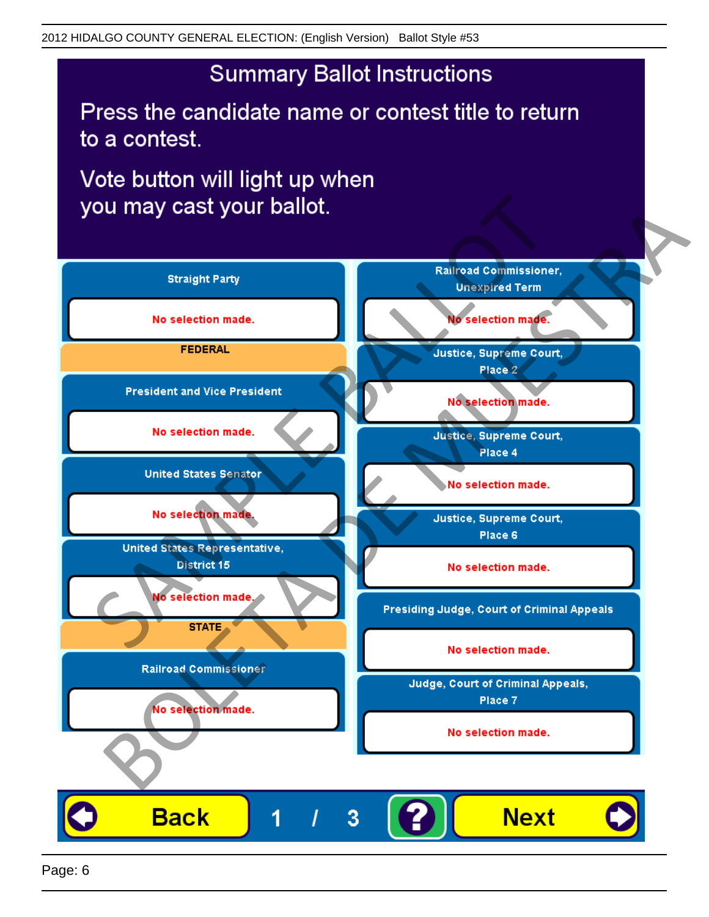2012 HIDALGO COUNTY GENERAL ELECTION: (English Version) Ballot Style #53

# Summary Ballot Instructions

Press the candidate name or contest title to return to a contest.

Vote button will light up when you may cast your ballot.

**Straight Party**

No selection made.

**FEDERAL**

**President and Vice President**

No selection made.

**United States Senator**

No selection made.

**United States Representative, District 15**

No selection made.

**STATE**

**Railroad Commissioner**

No selection made.

**Railroad Commissioner, Unexpired Term**

No selection made.

**Justice, Supreme Court, Place 2**

No selection made.

**Justice, Supreme Court, Place 4**

No selection made.

**Justice, Supreme Court, Place 6**

No selection made.

**Presiding Judge, Court of Criminal Appeals**

No selection made.

**Judge, Court of Criminal Appeals, Place 7**

No selection made.

Back 1 / 3 ? Next

SAMPLE BALLOT BOLETA DE MUESTRA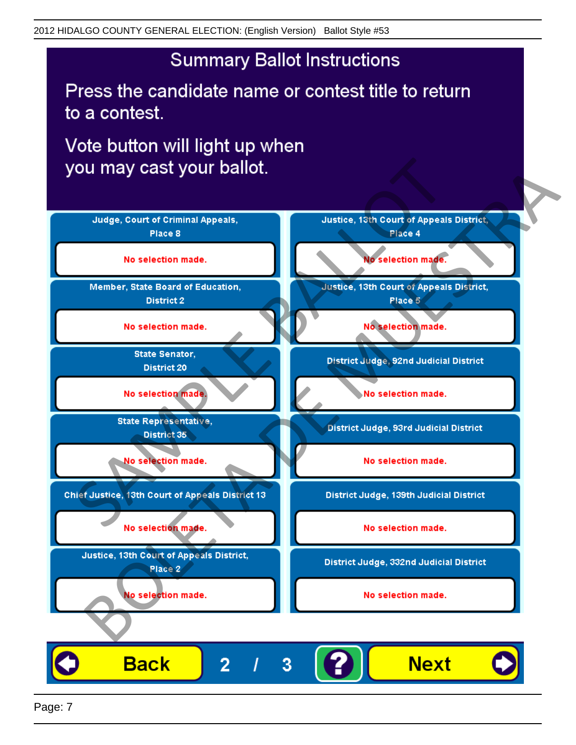# Summary Ballot Instructions

Press the candidate name or contest title to return to a contest.

Vote button will light up when you may cast your ballot.

| Contest | Selection |
| --- | --- |
| Judge, Court of Criminal Appeals, Place 8 | No selection made. |
| Member, State Board of Education, District 2 | No selection made. |
| State Senator, District 20 | No selection made. |
| State Representative, District 35 | No selection made. |
| Chief Justice, 13th Court of Appeals District 13 | No selection made. |
| Justice, 13th Court of Appeals District, Place 2 | No selection made. |
| Justice, 13th Court of Appeals District, Place 4 | No selection made. |
| Justice, 13th Court of Appeals District, Place 5 | No selection made. |
| District Judge, 92nd Judicial District | No selection made. |
| District Judge, 93rd Judicial District | No selection made. |
| District Judge, 139th Judicial District | No selection made. |
| District Judge, 332nd Judicial District | No selection made. |

Back 2 / 3 ? Next

SAMPLE BALLOT
BOLETA DE MUESTRA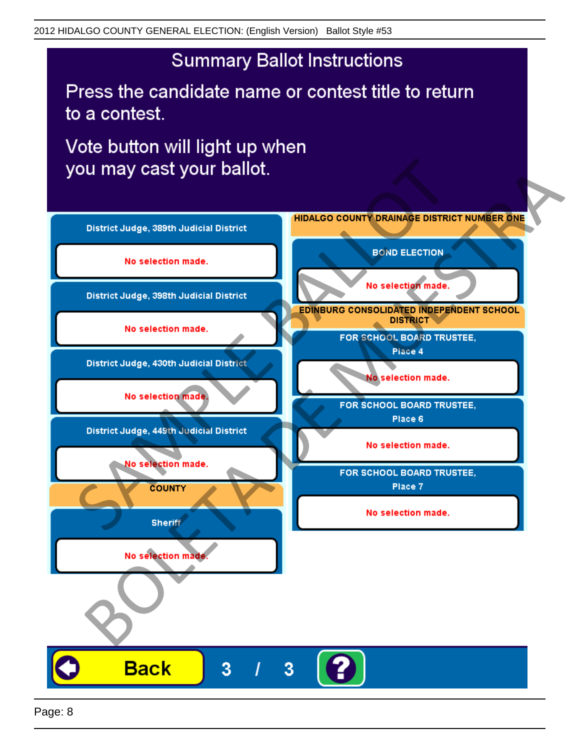# Summary Ballot Instructions

Press the candidate name or contest title to return to a contest.

Vote button will light up when you may cast your ballot.

**District Judge, 389th Judicial District**

No selection made.

**District Judge, 398th Judicial District**

No selection made.

**District Judge, 430th Judicial District**

No selection made.

**District Judge, 449th Judicial District**

No selection made.

**COUNTY**

**Sheriff**

No selection made.

**HIDALGO COUNTY DRAINAGE DISTRICT NUMBER ONE**

**BOND ELECTION**

No selection made.

**EDINBURG CONSOLIDATED INDEPENDENT SCHOOL DISTRICT**

**FOR SCHOOL BOARD TRUSTEE, Place 4**

No selection made.

**FOR SCHOOL BOARD TRUSTEE, Place 6**

No selection made.

**FOR SCHOOL BOARD TRUSTEE, Place 7**

No selection made.

Back

3 / 3

?

SAMPLE BALLOT

BOLETA DE MUESTRA